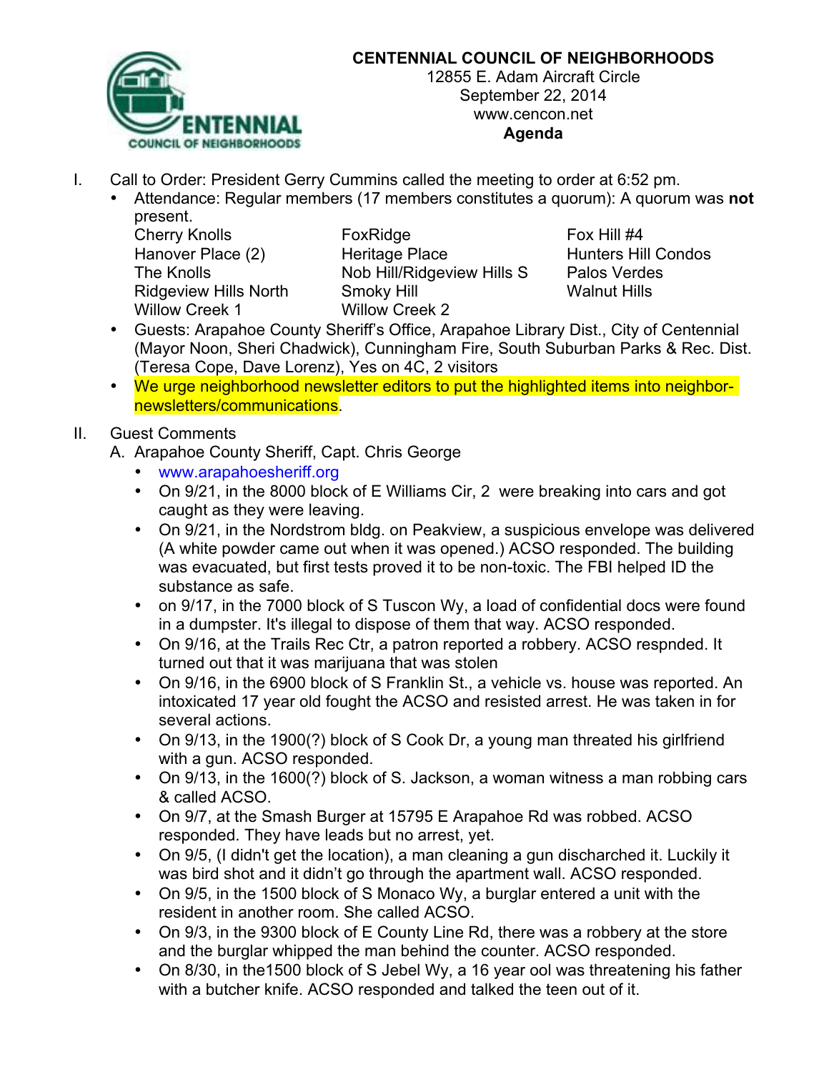# CENTENNIAL COUNCIL OF NEIGHBORHOODS

12855 E. Adam Aircraft Circle
September 22, 2014
www.cencon.net
**Agenda**

I. Call to Order: President Gerry Cummins called the meeting to order at 6:52 pm.
   - Attendance: Regular members (17 members constitutes a quorum): A quorum was **not** present.

| | | |
|---|---|---|
| Cherry Knolls | FoxRidge | Fox Hill #4 |
| Hanover Place (2) | Heritage Place | Hunters Hill Condos |
| The Knolls | Nob Hill/Ridgeview Hills S | Palos Verdes |
| Ridgeview Hills North | Smoky Hill | Walnut Hills |
| Willow Creek 1 | Willow Creek 2 | |

   - Guests: Arapahoe County Sheriff's Office, Arapahoe Library Dist., City of Centennial (Mayor Noon, Sheri Chadwick), Cunningham Fire, South Suburban Parks & Rec. Dist. (Teresa Cope, Dave Lorenz), Yes on 4C, 2 visitors
   - We urge neighborhood newsletter editors to put the highlighted items into neighbor-newsletters/communications.

II. Guest Comments

A. Arapahoe County Sheriff, Capt. Chris George
   - www.arapahoesheriff.org
   - On 9/21, in the 8000 block of E Williams Cir, 2 were breaking into cars and got caught as they were leaving.
   - On 9/21, in the Nordstrom bldg. on Peakview, a suspicious envelope was delivered (A white powder came out when it was opened.) ACSO responded. The building was evacuated, but first tests proved it to be non-toxic. The FBI helped ID the substance as safe.
   - on 9/17, in the 7000 block of S Tuscon Wy, a load of confidential docs were found in a dumpster. It's illegal to dispose of them that way. ACSO responded.
   - On 9/16, at the Trails Rec Ctr, a patron reported a robbery. ACSO respnded. It turned out that it was marijuana that was stolen
   - On 9/16, in the 6900 block of S Franklin St., a vehicle vs. house was reported. An intoxicated 17 year old fought the ACSO and resisted arrest. He was taken in for several actions.
   - On 9/13, in the 1900(?) block of S Cook Dr, a young man threated his girlfriend with a gun. ACSO responded.
   - On 9/13, in the 1600(?) block of S. Jackson, a woman witness a man robbing cars & called ACSO.
   - On 9/7, at the Smash Burger at 15795 E Arapahoe Rd was robbed. ACSO responded. They have leads but no arrest, yet.
   - On 9/5, (I didn't get the location), a man cleaning a gun discharched it. Luckily it was bird shot and it didn't go through the apartment wall. ACSO responded.
   - On 9/5, in the 1500 block of S Monaco Wy, a burglar entered a unit with the resident in another room. She called ACSO.
   - On 9/3, in the 9300 block of E County Line Rd, there was a robbery at the store and the burglar whipped the man behind the counter. ACSO responded.
   - On 8/30, in the1500 block of S Jebel Wy, a 16 year ool was threatening his father with a butcher knife. ACSO responded and talked the teen out of it.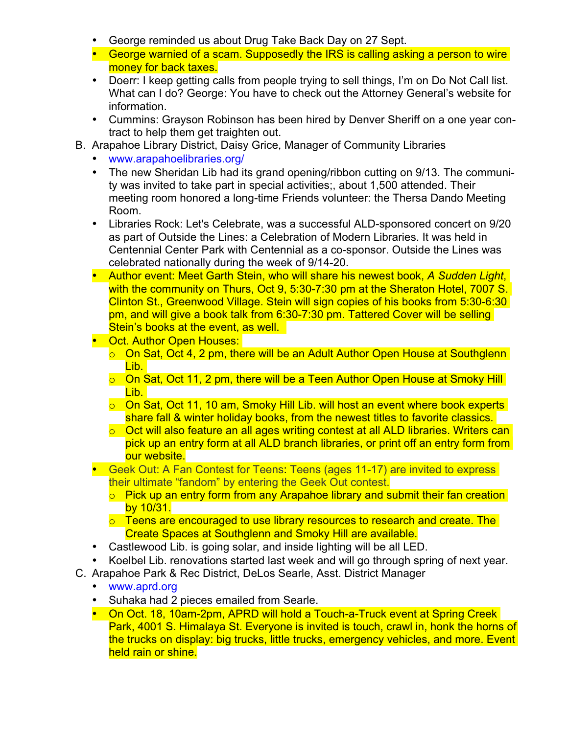- George reminded us about Drug Take Back Day on 27 Sept.
- George warnied of a scam. Supposedly the IRS is calling asking a person to wire money for back taxes.
- Doerr: I keep getting calls from people trying to sell things, I'm on Do Not Call list. What can I do? George: You have to check out the Attorney General's website for information.
- Cummins: Grayson Robinson has been hired by Denver Sheriff on a one year contract to help them get traighten out.

B. Arapahoe Library District, Daisy Grice, Manager of Community Libraries

- www.arapahoelibraries.org/
- The new Sheridan Lib had its grand opening/ribbon cutting on 9/13. The community was invited to take part in special activities;, about 1,500 attended. Their meeting room honored a long-time Friends volunteer: the Thersa Dando Meeting Room.
- Libraries Rock: Let's Celebrate, was a successful ALD-sponsored concert on 9/20 as part of Outside the Lines: a Celebration of Modern Libraries. It was held in Centennial Center Park with Centennial as a co-sponsor. Outside the Lines was celebrated nationally during the week of 9/14-20.
- Author event: Meet Garth Stein, who will share his newest book, *A Sudden Light*, with the community on Thurs, Oct 9, 5:30-7:30 pm at the Sheraton Hotel, 7007 S. Clinton St., Greenwood Village. Stein will sign copies of his books from 5:30-6:30 pm, and will give a book talk from 6:30-7:30 pm. Tattered Cover will be selling Stein's books at the event, as well.
- Oct. Author Open Houses:
  - On Sat, Oct 4, 2 pm, there will be an Adult Author Open House at Southglenn Lib.
  - On Sat, Oct 11, 2 pm, there will be a Teen Author Open House at Smoky Hill Lib.
  - On Sat, Oct 11, 10 am, Smoky Hill Lib. will host an event where book experts share fall & winter holiday books, from the newest titles to favorite classics.
  - Oct will also feature an all ages writing contest at all ALD libraries. Writers can pick up an entry form at all ALD branch libraries, or print off an entry form from our website.
- Geek Out: A Fan Contest for Teens: Teens (ages 11-17) are invited to express their ultimate "fandom" by entering the Geek Out contest.
  - Pick up an entry form from any Arapahoe library and submit their fan creation by 10/31.
  - Teens are encouraged to use library resources to research and create. The Create Spaces at Southglenn and Smoky Hill are available.
- Castlewood Lib. is going solar, and inside lighting will be all LED.
- Koelbel Lib. renovations started last week and will go through spring of next year.

C. Arapahoe Park & Rec District, DeLos Searle, Asst. District Manager

- www.aprd.org
- Suhaka had 2 pieces emailed from Searle.
- On Oct. 18, 10am-2pm, APRD will hold a Touch-a-Truck event at Spring Creek Park, 4001 S. Himalaya St. Everyone is invited is touch, crawl in, honk the horns of the trucks on display: big trucks, little trucks, emergency vehicles, and more. Event held rain or shine.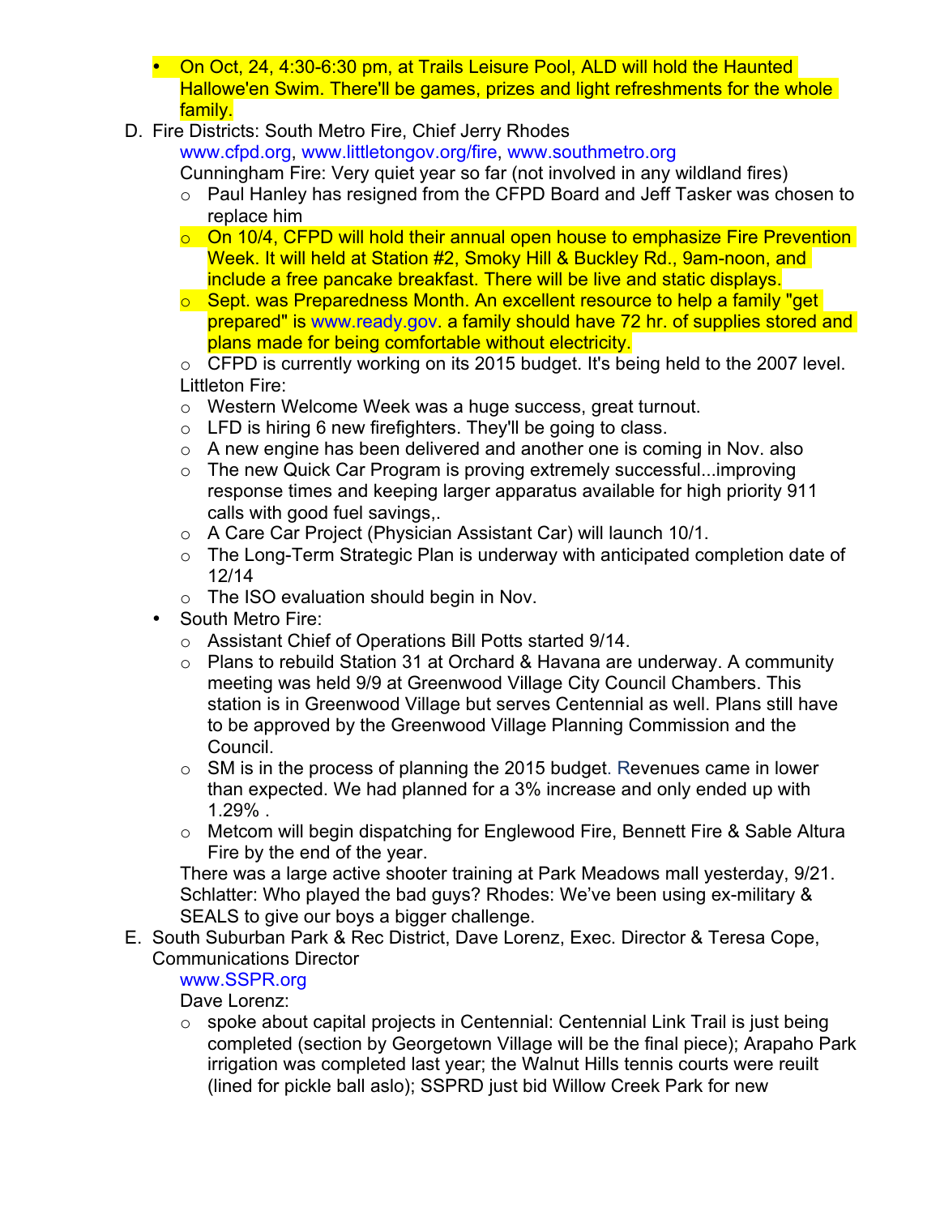- On Oct, 24, 4:30-6:30 pm, at Trails Leisure Pool, ALD will hold the Haunted Hallowe'en Swim. There'll be games, prizes and light refreshments for the whole family.

D. Fire Districts: South Metro Fire, Chief Jerry Rhodes
   www.cfpd.org, www.littletongov.org/fire, www.southmetro.org
   Cunningham Fire: Very quiet year so far (not involved in any wildland fires)
   - Paul Hanley has resigned from the CFPD Board and Jeff Tasker was chosen to replace him
   - On 10/4, CFPD will hold their annual open house to emphasize Fire Prevention Week. It will held at Station #2, Smoky Hill & Buckley Rd., 9am-noon, and include a free pancake breakfast. There will be live and static displays.
   - Sept. was Preparedness Month. An excellent resource to help a family "get prepared" is www.ready.gov. a family should have 72 hr. of supplies stored and plans made for being comfortable without electricity.
   - CFPD is currently working on its 2015 budget. It's being held to the 2007 level.

   Littleton Fire:
   - Western Welcome Week was a huge success, great turnout.
   - LFD is hiring 6 new firefighters. They'll be going to class.
   - A new engine has been delivered and another one is coming in Nov. also
   - The new Quick Car Program is proving extremely successful...improving response times and keeping larger apparatus available for high priority 911 calls with good fuel savings,.
   - A Care Car Project (Physician Assistant Car) will launch 10/1.
   - The Long-Term Strategic Plan is underway with anticipated completion date of 12/14
   - The ISO evaluation should begin in Nov.
   - South Metro Fire:
     - Assistant Chief of Operations Bill Potts started 9/14.
     - Plans to rebuild Station 31 at Orchard & Havana are underway. A community meeting was held 9/9 at Greenwood Village City Council Chambers. This station is in Greenwood Village but serves Centennial as well. Plans still have to be approved by the Greenwood Village Planning Commission and the Council.
     - SM is in the process of planning the 2015 budget. Revenues came in lower than expected. We had planned for a 3% increase and only ended up with 1.29% .
     - Metcom will begin dispatching for Englewood Fire, Bennett Fire & Sable Altura Fire by the end of the year.

   There was a large active shooter training at Park Meadows mall yesterday, 9/21. Schlatter: Who played the bad guys? Rhodes: We've been using ex-military & SEALS to give our boys a bigger challenge.

E. South Suburban Park & Rec District, Dave Lorenz, Exec. Director & Teresa Cope, Communications Director
   www.SSPR.org
   Dave Lorenz:
   - spoke about capital projects in Centennial: Centennial Link Trail is just being completed (section by Georgetown Village will be the final piece); Arapaho Park irrigation was completed last year; the Walnut Hills tennis courts were reuilt (lined for pickle ball aslo); SSPRD just bid Willow Creek Park for new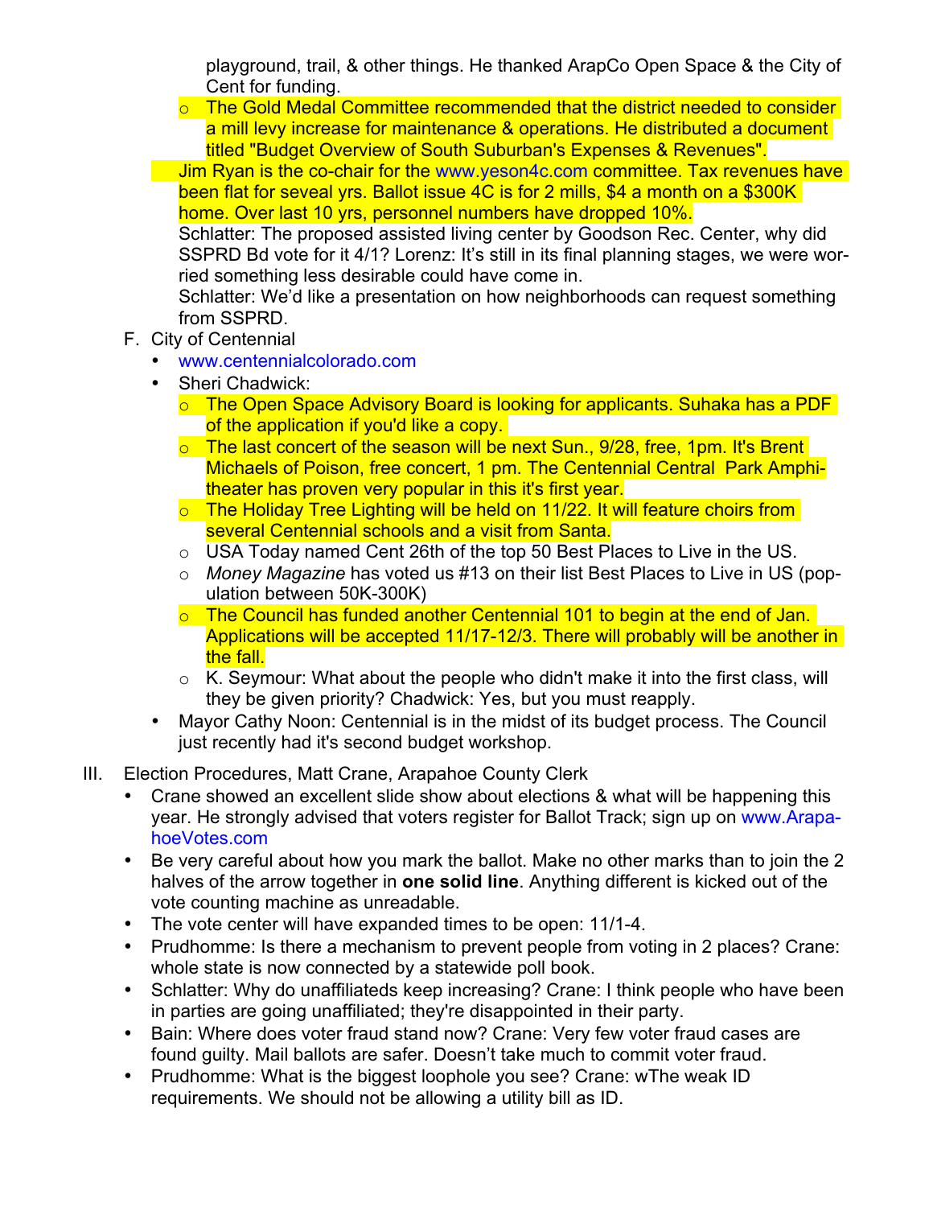playground, trail, & other things. He thanked ArapCo Open Space & the City of Cent for funding.

    - The Gold Medal Committee recommended that the district needed to consider a mill levy increase for maintenance & operations. He distributed a document titled "Budget Overview of South Suburban's Expenses & Revenues".

  Jim Ryan is the co-chair for the www.yeson4c.com committee. Tax revenues have been flat for seveal yrs. Ballot issue 4C is for 2 mills, $4 a month on a $300K home. Over last 10 yrs, personnel numbers have dropped 10%.

  Schlatter: The proposed assisted living center by Goodson Rec. Center, why did SSPRD Bd vote for it 4/1? Lorenz: It's still in its final planning stages, we were worried something less desirable could have come in.

  Schlatter: We'd like a presentation on how neighborhoods can request something from SSPRD.

F. City of Centennial
  - www.centennialcolorado.com
  - Sheri Chadwick:
    - The Open Space Advisory Board is looking for applicants. Suhaka has a PDF of the application if you'd like a copy.
    - The last concert of the season will be next Sun., 9/28, free, 1pm. It's Brent Michaels of Poison, free concert, 1 pm. The Centennial Central Park Amphitheater has proven very popular in this it's first year.
    - The Holiday Tree Lighting will be held on 11/22. It will feature choirs from several Centennial schools and a visit from Santa.
    - USA Today named Cent 26th of the top 50 Best Places to Live in the US.
    - *Money Magazine* has voted us #13 on their list Best Places to Live in US (population between 50K-300K)
    - The Council has funded another Centennial 101 to begin at the end of Jan. Applications will be accepted 11/17-12/3. There will probably will be another in the fall.
    - K. Seymour: What about the people who didn't make it into the first class, will they be given priority? Chadwick: Yes, but you must reapply.
  - Mayor Cathy Noon: Centennial is in the midst of its budget process. The Council just recently had it's second budget workshop.

III. Election Procedures, Matt Crane, Arapahoe County Clerk
  - Crane showed an excellent slide show about elections & what will be happening this year. He strongly advised that voters register for Ballot Track; sign up on www.ArapahoeVotes.com
  - Be very careful about how you mark the ballot. Make no other marks than to join the 2 halves of the arrow together in **one solid line**. Anything different is kicked out of the vote counting machine as unreadable.
  - The vote center will have expanded times to be open: 11/1-4.
  - Prudhomme: Is there a mechanism to prevent people from voting in 2 places? Crane: whole state is now connected by a statewide poll book.
  - Schlatter: Why do unaffiliateds keep increasing? Crane: I think people who have been in parties are going unaffiliated; they're disappointed in their party.
  - Bain: Where does voter fraud stand now? Crane: Very few voter fraud cases are found guilty. Mail ballots are safer. Doesn't take much to commit voter fraud.
  - Prudhomme: What is the biggest loophole you see? Crane: wThe weak ID requirements. We should not be allowing a utility bill as ID.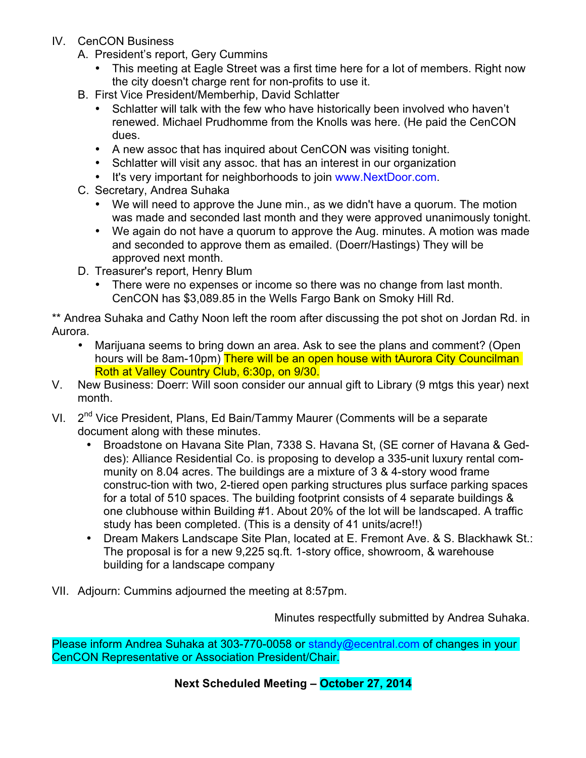IV. CenCON Business

A. President's report, Gery Cummins

- This meeting at Eagle Street was a first time here for a lot of members. Right now the city doesn't charge rent for non-profits to use it.

B. First Vice President/Memberhip, David Schlatter

- Schlatter will talk with the few who have historically been involved who haven't renewed. Michael Prudhomme from the Knolls was here. (He paid the CenCON dues.
- A new assoc that has inquired about CenCON was visiting tonight.
- Schlatter will visit any assoc. that has an interest in our organization
- It's very important for neighborhoods to join www.NextDoor.com.

C. Secretary, Andrea Suhaka

- We will need to approve the June min., as we didn't have a quorum. The motion was made and seconded last month and they were approved unanimously tonight.
- We again do not have a quorum to approve the Aug. minutes. A motion was made and seconded to approve them as emailed. (Doerr/Hastings) They will be approved next month.

D. Treasurer's report, Henry Blum

- There were no expenses or income so there was no change from last month. CenCON has $3,089.85 in the Wells Fargo Bank on Smoky Hill Rd.

** Andrea Suhaka and Cathy Noon left the room after discussing the pot shot on Jordan Rd. in Aurora.

- Marijuana seems to bring down an area. Ask to see the plans and comment? (Open hours will be 8am-10pm) There will be an open house with tAurora City Councilman Roth at Valley Country Club, 6:30p, on 9/30.

V. New Business: Doerr: Will soon consider our annual gift to Library (9 mtgs this year) next month.

VI. 2nd Vice President, Plans, Ed Bain/Tammy Maurer (Comments will be a separate document along with these minutes.

- Broadstone on Havana Site Plan, 7338 S. Havana St, (SE corner of Havana & Geddes): Alliance Residential Co. is proposing to develop a 335-unit luxury rental community on 8.04 acres. The buildings are a mixture of 3 & 4-story wood frame construc-tion with two, 2-tiered open parking structures plus surface parking spaces for a total of 510 spaces. The building footprint consists of 4 separate buildings & one clubhouse within Building #1. About 20% of the lot will be landscaped. A traffic study has been completed. (This is a density of 41 units/acre!!)
- Dream Makers Landscape Site Plan, located at E. Fremont Ave. & S. Blackhawk St.: The proposal is for a new 9,225 sq.ft. 1-story office, showroom, & warehouse building for a landscape company

VII. Adjourn: Cummins adjourned the meeting at 8:57pm.

Minutes respectfully submitted by Andrea Suhaka.

Please inform Andrea Suhaka at 303-770-0058 or standy@ecentral.com of changes in your CenCON Representative or Association President/Chair.

**Next Scheduled Meeting – October 27, 2014**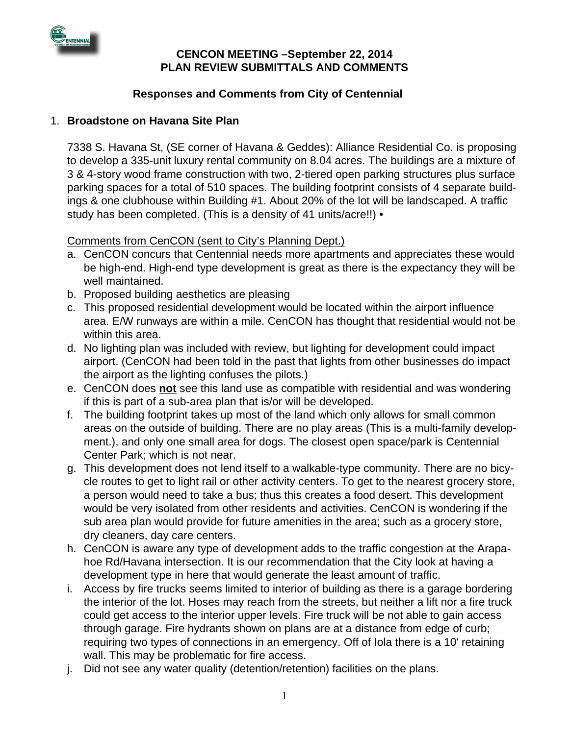**CENCON MEETING –September 22, 2014**
**PLAN REVIEW SUBMITTALS AND COMMENTS**

### Responses and Comments from City of Centennial

1. **Broadstone on Havana Site Plan**

   7338 S. Havana St, (SE corner of Havana & Geddes): Alliance Residential Co. is proposing to develop a 335-unit luxury rental community on 8.04 acres. The buildings are a mixture of 3 & 4-story wood frame construction with two, 2-tiered open parking structures plus surface parking spaces for a total of 510 spaces. The building footprint consists of 4 separate buildings & one clubhouse within Building #1. About 20% of the lot will be landscaped. A traffic study has been completed. (This is a density of 41 units/acre!!) •

   Comments from CenCON (sent to City's Planning Dept.)

   a. CenCON concurs that Centennial needs more apartments and appreciates these would be high-end. High-end type development is great as there is the expectancy they will be well maintained.
   b. Proposed building aesthetics are pleasing
   c. This proposed residential development would be located within the airport influence area. E/W runways are within a mile. CenCON has thought that residential would not be within this area.
   d. No lighting plan was included with review, but lighting for development could impact airport. (CenCON had been told in the past that lights from other businesses do impact the airport as the lighting confuses the pilots.)
   e. CenCON does **not** see this land use as compatible with residential and was wondering if this is part of a sub-area plan that is/or will be developed.
   f. The building footprint takes up most of the land which only allows for small common areas on the outside of building. There are no play areas (This is a multi-family development.), and only one small area for dogs. The closest open space/park is Centennial Center Park; which is not near.
   g. This development does not lend itself to a walkable-type community. There are no bicycle routes to get to light rail or other activity centers. To get to the nearest grocery store, a person would need to take a bus; thus this creates a food desert. This development would be very isolated from other residents and activities. CenCON is wondering if the sub area plan would provide for future amenities in the area; such as a grocery store, dry cleaners, day care centers.
   h. CenCON is aware any type of development adds to the traffic congestion at the Arapahoe Rd/Havana intersection. It is our recommendation that the City look at having a development type in here that would generate the least amount of traffic.
   i. Access by fire trucks seems limited to interior of building as there is a garage bordering the interior of the lot. Hoses may reach from the streets, but neither a lift nor a fire truck could get access to the interior upper levels. Fire truck will be not able to gain access through garage. Fire hydrants shown on plans are at a distance from edge of curb; requiring two types of connections in an emergency. Off of Iola there is a 10' retaining wall. This may be problematic for fire access.
   j. Did not see any water quality (detention/retention) facilities on the plans.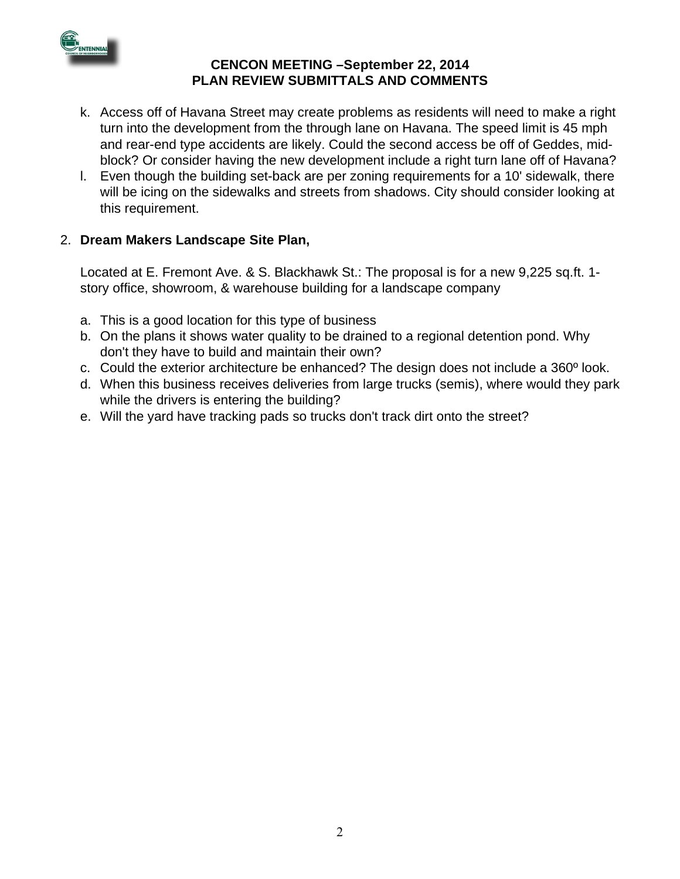# CENCON MEETING –September 22, 2014
## PLAN REVIEW SUBMITTALS AND COMMENTS

k. Access off of Havana Street may create problems as residents will need to make a right turn into the development from the through lane on Havana. The speed limit is 45 mph and rear-end type accidents are likely. Could the second access be off of Geddes, mid-block? Or consider having the new development include a right turn lane off of Havana?

l. Even though the building set-back are per zoning requirements for a 10' sidewalk, there will be icing on the sidewalks and streets from shadows. City should consider looking at this requirement.

2. **Dream Makers Landscape Site Plan,**

   Located at E. Fremont Ave. & S. Blackhawk St.: The proposal is for a new 9,225 sq.ft. 1-story office, showroom, & warehouse building for a landscape company

   a. This is a good location for this type of business
   b. On the plans it shows water quality to be drained to a regional detention pond. Why don't they have to build and maintain their own?
   c. Could the exterior architecture be enhanced? The design does not include a 360º look.
   d. When this business receives deliveries from large trucks (semis), where would they park while the drivers is entering the building?
   e. Will the yard have tracking pads so trucks don't track dirt onto the street?